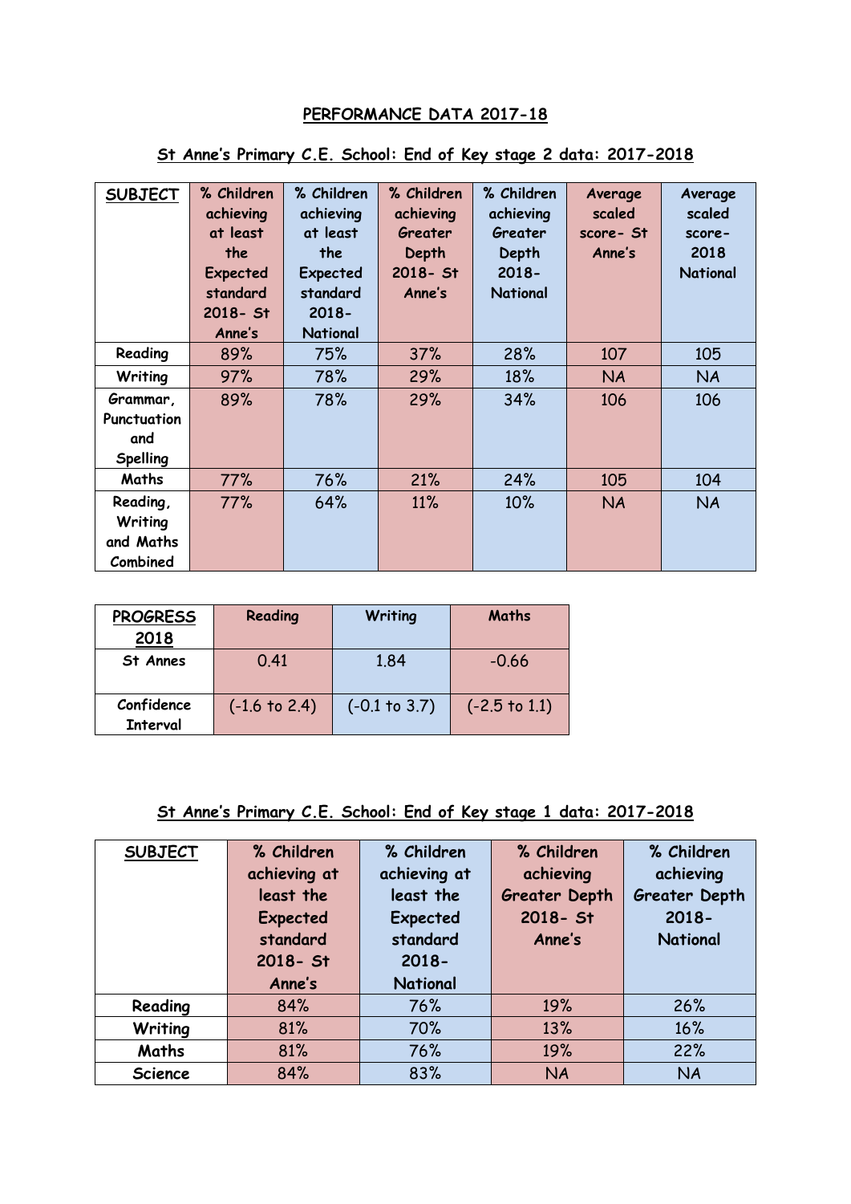# PERFORMANCE DATA 2017-18

## St Anne's Primary C.E. School: End of Key stage 2 data: 2017-2018

| SUBJECT | % Children achieving at least the Expected standard 2018- St Anne's | % Children achieving at least the Expected standard 2018- National | % Children achieving Greater Depth 2018- St Anne's | % Children achieving Greater Depth 2018- National | Average scaled score- St Anne's | Average scaled score- 2018 National |
|---|---|---|---|---|---|---|
| Reading | 89% | 75% | 37% | 28% | 107 | 105 |
| Writing | 97% | 78% | 29% | 18% | NA | NA |
| Grammar, Punctuation and Spelling | 89% | 78% | 29% | 34% | 106 | 106 |
| Maths | 77% | 76% | 21% | 24% | 105 | 104 |
| Reading, Writing and Maths Combined | 77% | 64% | 11% | 10% | NA | NA |

| PROGRESS 2018 | Reading | Writing | Maths |
|---|---|---|---|
| St Annes | 0.41 | 1.84 | -0.66 |
| Confidence Interval | (-1.6 to 2.4) | (-0.1 to 3.7) | (-2.5 to 1.1) |

## St Anne's Primary C.E. School: End of Key stage 1 data: 2017-2018

| SUBJECT | % Children achieving at least the Expected standard 2018- St Anne's | % Children achieving at least the Expected standard 2018- National | % Children achieving Greater Depth 2018- St Anne's | % Children achieving Greater Depth 2018- National |
|---|---|---|---|---|
| Reading | 84% | 76% | 19% | 26% |
| Writing | 81% | 70% | 13% | 16% |
| Maths | 81% | 76% | 19% | 22% |
| Science | 84% | 83% | NA | NA |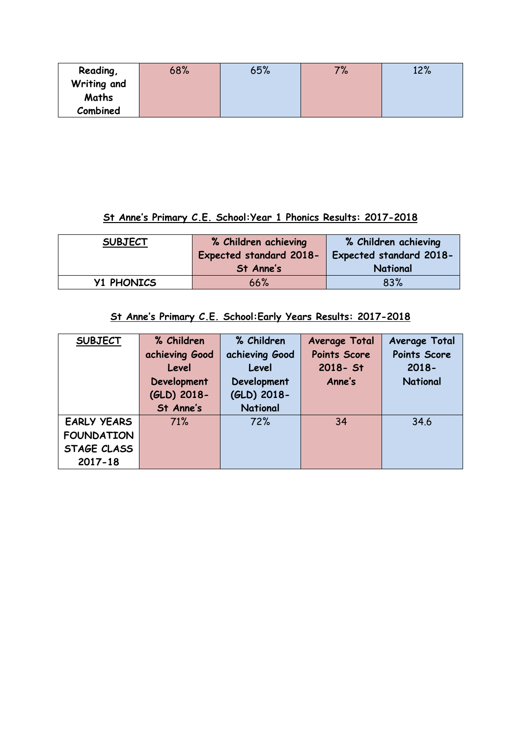| | | | | |
|---|---|---|---|---|
| Reading, Writing and Maths Combined | 68% | 65% | 7% | 12% |

## St Anne's Primary C.E. School:Year 1 Phonics Results: 2017-2018

| SUBJECT | % Children achieving Expected standard 2018- St Anne's | % Children achieving Expected standard 2018- National |
|---|---|---|
| Y1 PHONICS | 66% | 83% |

## St Anne's Primary C.E. School:Early Years Results: 2017-2018

| SUBJECT | % Children achieving Good Level Development (GLD) 2018- St Anne's | % Children achieving Good Level Development (GLD) 2018- National | Average Total Points Score 2018- St Anne's | Average Total Points Score 2018- National |
|---|---|---|---|---|
| EARLY YEARS FOUNDATION STAGE CLASS 2017-18 | 71% | 72% | 34 | 34.6 |